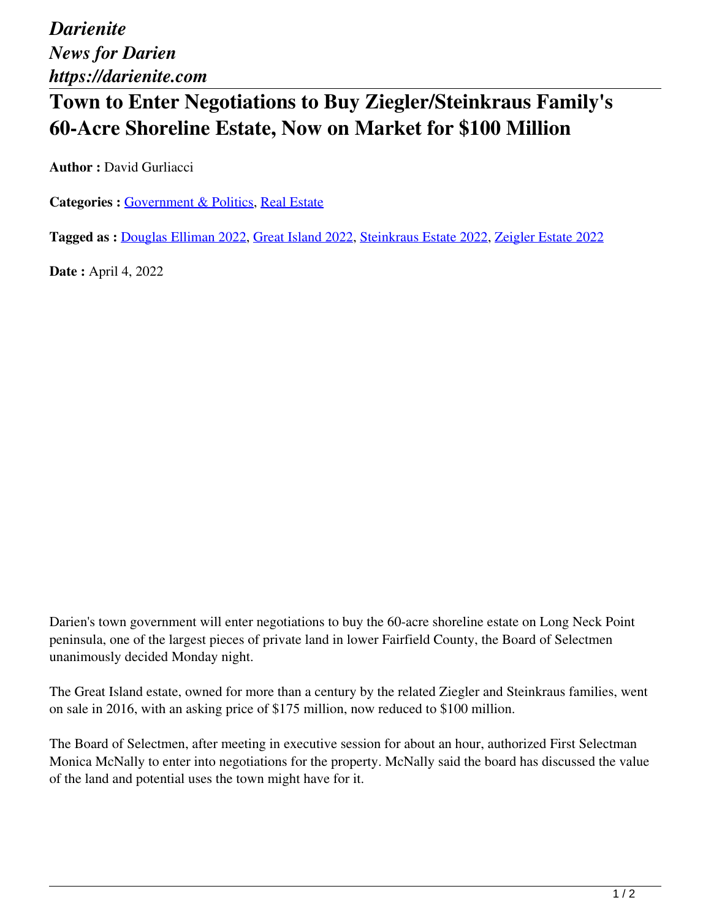*Darienite*
*News for Darien*
*https://darienite.com*

# Town to Enter Negotiations to Buy Ziegler/Steinkraus Family's 60-Acre Shoreline Estate, Now on Market for $100 Million

**Author :** David Gurliacci

**Categories :** Government & Politics, Real Estate

**Tagged as :** Douglas Elliman 2022, Great Island 2022, Steinkraus Estate 2022, Zeigler Estate 2022

**Date :** April 4, 2022

Darien's town government will enter negotiations to buy the 60-acre shoreline estate on Long Neck Point peninsula, one of the largest pieces of private land in lower Fairfield County, the Board of Selectmen unanimously decided Monday night.

The Great Island estate, owned for more than a century by the related Ziegler and Steinkraus families, went on sale in 2016, with an asking price of $175 million, now reduced to $100 million.

The Board of Selectmen, after meeting in executive session for about an hour, authorized First Selectman Monica McNally to enter into negotiations for the property. McNally said the board has discussed the value of the land and potential uses the town might have for it.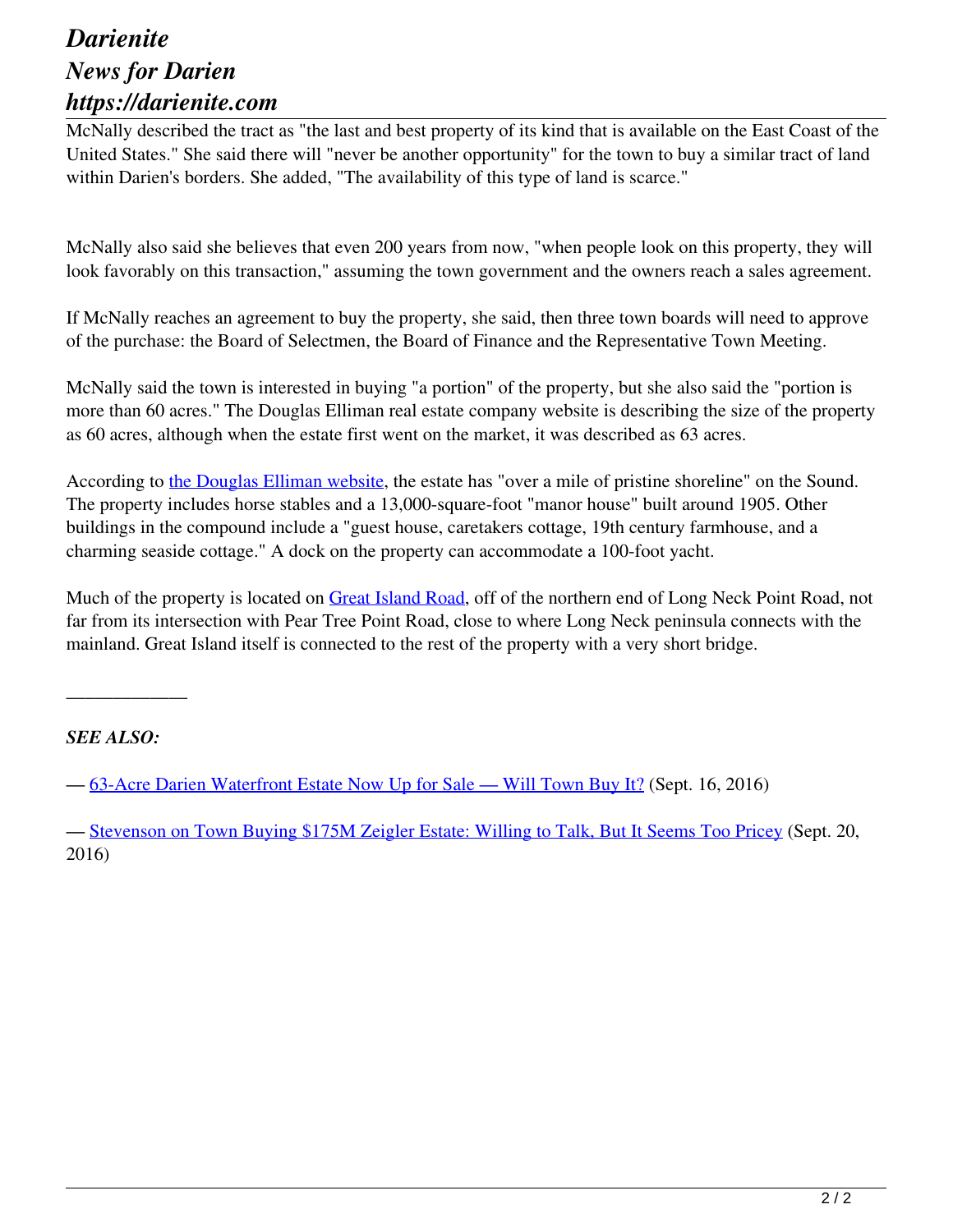McNally described the tract as "the last and best property of its kind that is available on the East Coast of the United States." She said there will "never be another opportunity" for the town to buy a similar tract of land within Darien's borders. She added, "The availability of this type of land is scarce."

McNally also said she believes that even 200 years from now, "when people look on this property, they will look favorably on this transaction," assuming the town government and the owners reach a sales agreement.

If McNally reaches an agreement to buy the property, she said, then three town boards will need to approve of the purchase: the Board of Selectmen, the Board of Finance and the Representative Town Meeting.

McNally said the town is interested in buying "a portion" of the property, but she also said the "portion is more than 60 acres." The Douglas Elliman real estate company website is describing the size of the property as 60 acres, although when the estate first went on the market, it was described as 63 acres.

According to the Douglas Elliman website, the estate has "over a mile of pristine shoreline" on the Sound. The property includes horse stables and a 13,000-square-foot "manor house" built around 1905. Other buildings in the compound include a "guest house, caretakers cottage, 19th century farmhouse, and a charming seaside cottage." A dock on the property can accommodate a 100-foot yacht.

Much of the property is located on Great Island Road, off of the northern end of Long Neck Point Road, not far from its intersection with Pear Tree Point Road, close to where Long Neck peninsula connects with the mainland. Great Island itself is connected to the rest of the property with a very short bridge.

\_\_\_\_\_\_\_\_\_\_\_\_\_

***SEE ALSO:***

— 63-Acre Darien Waterfront Estate Now Up for Sale — Will Town Buy It? (Sept. 16, 2016)

— Stevenson on Town Buying $175M Zeigler Estate: Willing to Talk, But It Seems Too Pricey (Sept. 20, 2016)